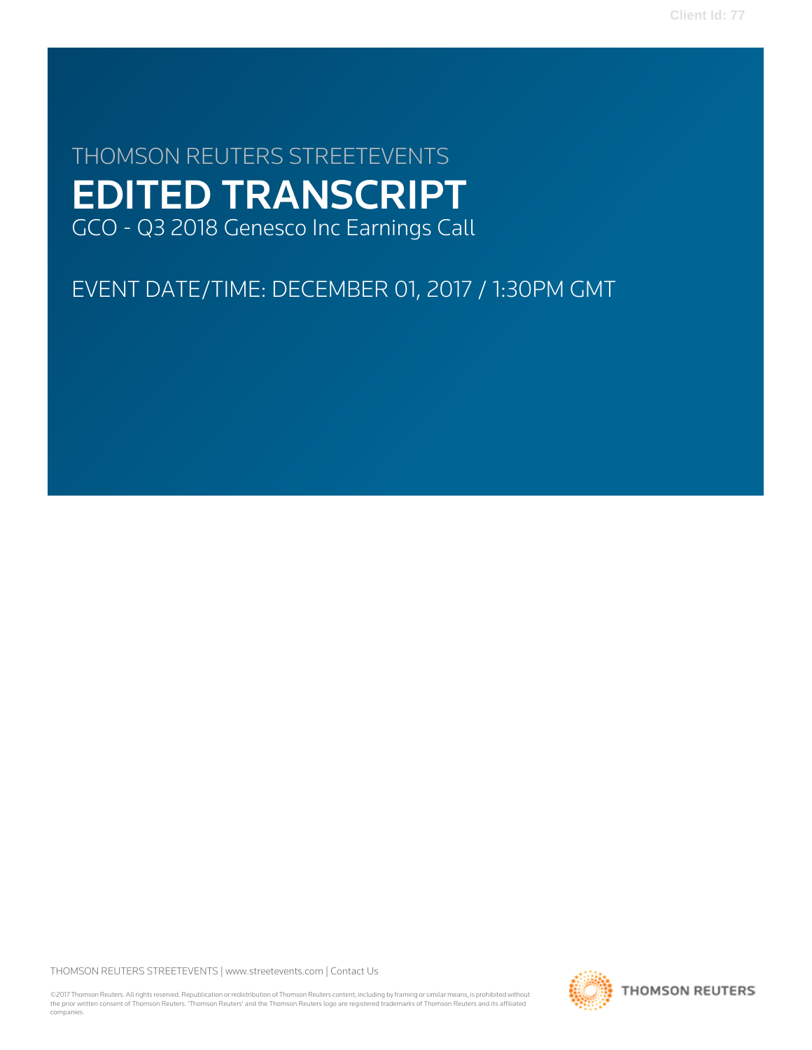Client Id: 77

THOMSON REUTERS STREETEVENTS

# EDITED TRANSCRIPT

GCO - Q3 2018 Genesco Inc Earnings Call

EVENT DATE/TIME: DECEMBER 01, 2017 / 1:30PM GMT

THOMSON REUTERS STREETEVENTS | www.streetevents.com | Contact Us

©2017 Thomson Reuters. All rights reserved. Republication or redistribution of Thomson Reuters content, including by framing or similar means, is prohibited without the prior written consent of Thomson Reuters. 'Thomson Reuters' and the Thomson Reuters logo are registered trademarks of Thomson Reuters and its affiliated companies.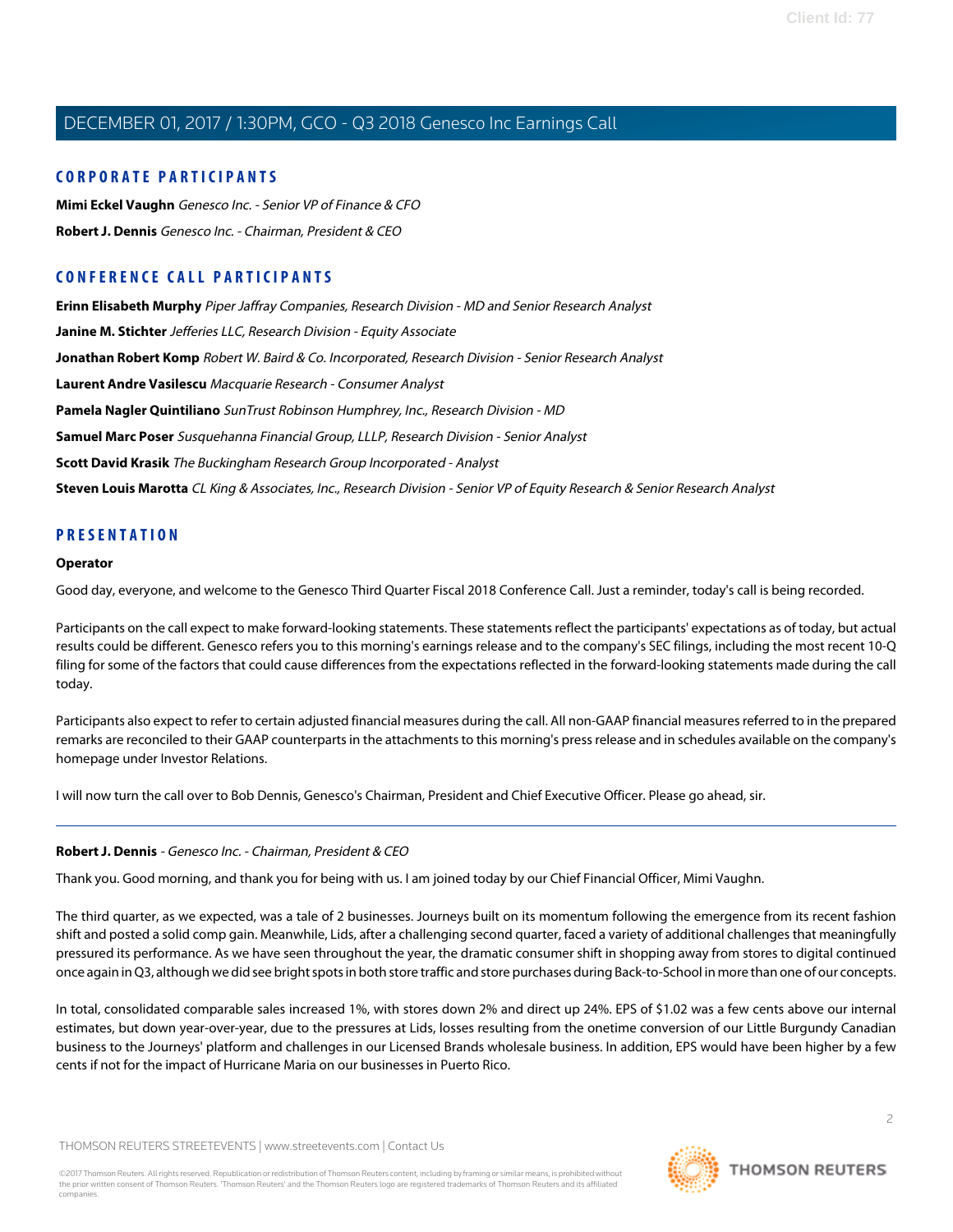# CORPORATE PARTICIPANTS

**Mimi Eckel Vaughn** *Genesco Inc. - Senior VP of Finance & CFO*

**Robert J. Dennis** *Genesco Inc. - Chairman, President & CEO*

# CONFERENCE CALL PARTICIPANTS

**Erinn Elisabeth Murphy** *Piper Jaffray Companies, Research Division - MD and Senior Research Analyst*

**Janine M. Stichter** *Jefferies LLC, Research Division - Equity Associate*

**Jonathan Robert Komp** *Robert W. Baird & Co. Incorporated, Research Division - Senior Research Analyst*

**Laurent Andre Vasilescu** *Macquarie Research - Consumer Analyst*

**Pamela Nagler Quintiliano** *SunTrust Robinson Humphrey, Inc., Research Division - MD*

**Samuel Marc Poser** *Susquehanna Financial Group, LLLP, Research Division - Senior Analyst*

**Scott David Krasik** *The Buckingham Research Group Incorporated - Analyst*

**Steven Louis Marotta** *CL King & Associates, Inc., Research Division - Senior VP of Equity Research & Senior Research Analyst*

# PRESENTATION

**Operator**

Good day, everyone, and welcome to the Genesco Third Quarter Fiscal 2018 Conference Call. Just a reminder, today's call is being recorded.

Participants on the call expect to make forward-looking statements. These statements reflect the participants' expectations as of today, but actual results could be different. Genesco refers you to this morning's earnings release and to the company's SEC filings, including the most recent 10-Q filing for some of the factors that could cause differences from the expectations reflected in the forward-looking statements made during the call today.

Participants also expect to refer to certain adjusted financial measures during the call. All non-GAAP financial measures referred to in the prepared remarks are reconciled to their GAAP counterparts in the attachments to this morning's press release and in schedules available on the company's homepage under Investor Relations.

I will now turn the call over to Bob Dennis, Genesco's Chairman, President and Chief Executive Officer. Please go ahead, sir.

---

**Robert J. Dennis** - *Genesco Inc. - Chairman, President & CEO*

Thank you. Good morning, and thank you for being with us. I am joined today by our Chief Financial Officer, Mimi Vaughn.

The third quarter, as we expected, was a tale of 2 businesses. Journeys built on its momentum following the emergence from its recent fashion shift and posted a solid comp gain. Meanwhile, Lids, after a challenging second quarter, faced a variety of additional challenges that meaningfully pressured its performance. As we have seen throughout the year, the dramatic consumer shift in shopping away from stores to digital continued once again in Q3, although we did see bright spots in both store traffic and store purchases during Back-to-School in more than one of our concepts.

In total, consolidated comparable sales increased 1%, with stores down 2% and direct up 24%. EPS of $1.02 was a few cents above our internal estimates, but down year-over-year, due to the pressures at Lids, losses resulting from the onetime conversion of our Little Burgundy Canadian business to the Journeys' platform and challenges in our Licensed Brands wholesale business. In addition, EPS would have been higher by a few cents if not for the impact of Hurricane Maria on our businesses in Puerto Rico.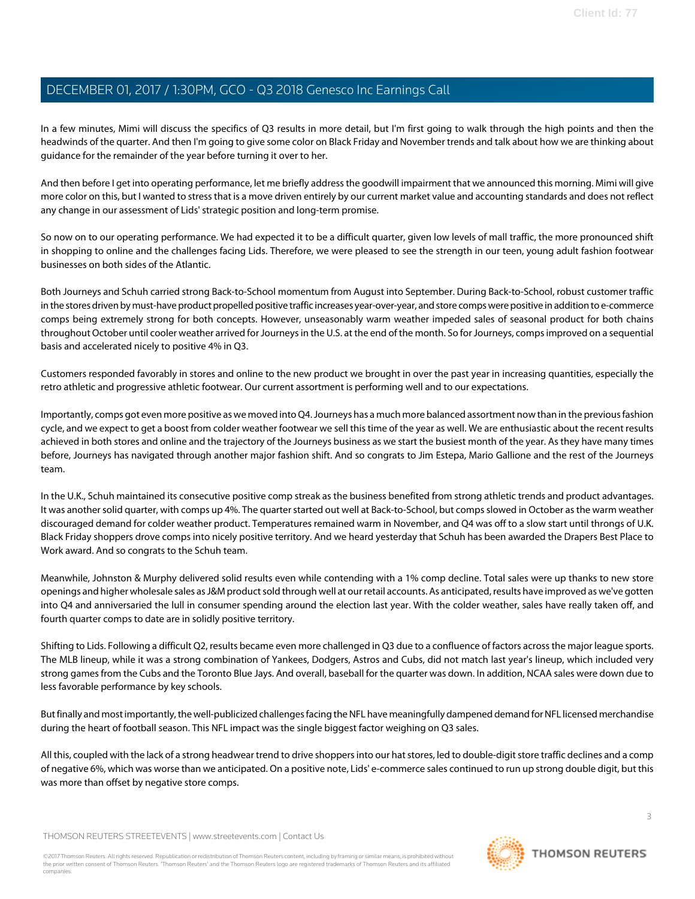In a few minutes, Mimi will discuss the specifics of Q3 results in more detail, but I'm first going to walk through the high points and then the headwinds of the quarter. And then I'm going to give some color on Black Friday and November trends and talk about how we are thinking about guidance for the remainder of the year before turning it over to her.

And then before I get into operating performance, let me briefly address the goodwill impairment that we announced this morning. Mimi will give more color on this, but I wanted to stress that is a move driven entirely by our current market value and accounting standards and does not reflect any change in our assessment of Lids' strategic position and long-term promise.

So now on to our operating performance. We had expected it to be a difficult quarter, given low levels of mall traffic, the more pronounced shift in shopping to online and the challenges facing Lids. Therefore, we were pleased to see the strength in our teen, young adult fashion footwear businesses on both sides of the Atlantic.

Both Journeys and Schuh carried strong Back-to-School momentum from August into September. During Back-to-School, robust customer traffic in the stores driven by must-have product propelled positive traffic increases year-over-year, and store comps were positive in addition to e-commerce comps being extremely strong for both concepts. However, unseasonably warm weather impeded sales of seasonal product for both chains throughout October until cooler weather arrived for Journeys in the U.S. at the end of the month. So for Journeys, comps improved on a sequential basis and accelerated nicely to positive 4% in Q3.

Customers responded favorably in stores and online to the new product we brought in over the past year in increasing quantities, especially the retro athletic and progressive athletic footwear. Our current assortment is performing well and to our expectations.

Importantly, comps got even more positive as we moved into Q4. Journeys has a much more balanced assortment now than in the previous fashion cycle, and we expect to get a boost from colder weather footwear we sell this time of the year as well. We are enthusiastic about the recent results achieved in both stores and online and the trajectory of the Journeys business as we start the busiest month of the year. As they have many times before, Journeys has navigated through another major fashion shift. And so congrats to Jim Estepa, Mario Gallione and the rest of the Journeys team.

In the U.K., Schuh maintained its consecutive positive comp streak as the business benefited from strong athletic trends and product advantages. It was another solid quarter, with comps up 4%. The quarter started out well at Back-to-School, but comps slowed in October as the warm weather discouraged demand for colder weather product. Temperatures remained warm in November, and Q4 was off to a slow start until throngs of U.K. Black Friday shoppers drove comps into nicely positive territory. And we heard yesterday that Schuh has been awarded the Drapers Best Place to Work award. And so congrats to the Schuh team.

Meanwhile, Johnston & Murphy delivered solid results even while contending with a 1% comp decline. Total sales were up thanks to new store openings and higher wholesale sales as J&M product sold through well at our retail accounts. As anticipated, results have improved as we've gotten into Q4 and anniversaried the lull in consumer spending around the election last year. With the colder weather, sales have really taken off, and fourth quarter comps to date are in solidly positive territory.

Shifting to Lids. Following a difficult Q2, results became even more challenged in Q3 due to a confluence of factors across the major league sports. The MLB lineup, while it was a strong combination of Yankees, Dodgers, Astros and Cubs, did not match last year's lineup, which included very strong games from the Cubs and the Toronto Blue Jays. And overall, baseball for the quarter was down. In addition, NCAA sales were down due to less favorable performance by key schools.

But finally and most importantly, the well-publicized challenges facing the NFL have meaningfully dampened demand for NFL licensed merchandise during the heart of football season. This NFL impact was the single biggest factor weighing on Q3 sales.

All this, coupled with the lack of a strong headwear trend to drive shoppers into our hat stores, led to double-digit store traffic declines and a comp of negative 6%, which was worse than we anticipated. On a positive note, Lids' e-commerce sales continued to run up strong double digit, but this was more than offset by negative store comps.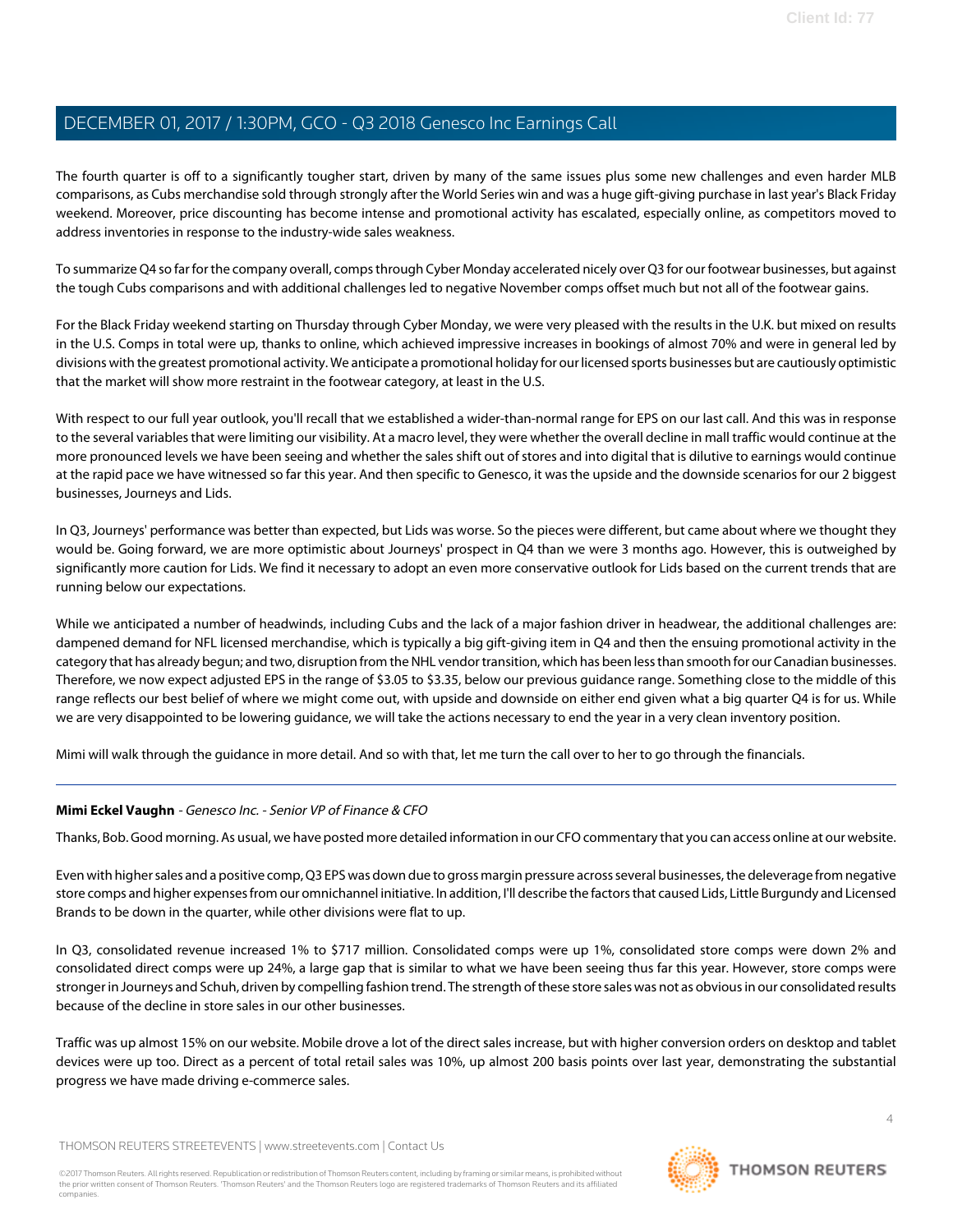The fourth quarter is off to a significantly tougher start, driven by many of the same issues plus some new challenges and even harder MLB comparisons, as Cubs merchandise sold through strongly after the World Series win and was a huge gift-giving purchase in last year's Black Friday weekend. Moreover, price discounting has become intense and promotional activity has escalated, especially online, as competitors moved to address inventories in response to the industry-wide sales weakness.

To summarize Q4 so far for the company overall, comps through Cyber Monday accelerated nicely over Q3 for our footwear businesses, but against the tough Cubs comparisons and with additional challenges led to negative November comps offset much but not all of the footwear gains.

For the Black Friday weekend starting on Thursday through Cyber Monday, we were very pleased with the results in the U.K. but mixed on results in the U.S. Comps in total were up, thanks to online, which achieved impressive increases in bookings of almost 70% and were in general led by divisions with the greatest promotional activity. We anticipate a promotional holiday for our licensed sports businesses but are cautiously optimistic that the market will show more restraint in the footwear category, at least in the U.S.

With respect to our full year outlook, you'll recall that we established a wider-than-normal range for EPS on our last call. And this was in response to the several variables that were limiting our visibility. At a macro level, they were whether the overall decline in mall traffic would continue at the more pronounced levels we have been seeing and whether the sales shift out of stores and into digital that is dilutive to earnings would continue at the rapid pace we have witnessed so far this year. And then specific to Genesco, it was the upside and the downside scenarios for our 2 biggest businesses, Journeys and Lids.

In Q3, Journeys' performance was better than expected, but Lids was worse. So the pieces were different, but came about where we thought they would be. Going forward, we are more optimistic about Journeys' prospect in Q4 than we were 3 months ago. However, this is outweighed by significantly more caution for Lids. We find it necessary to adopt an even more conservative outlook for Lids based on the current trends that are running below our expectations.

While we anticipated a number of headwinds, including Cubs and the lack of a major fashion driver in headwear, the additional challenges are: dampened demand for NFL licensed merchandise, which is typically a big gift-giving item in Q4 and then the ensuing promotional activity in the category that has already begun; and two, disruption from the NHL vendor transition, which has been less than smooth for our Canadian businesses. Therefore, we now expect adjusted EPS in the range of $3.05 to $3.35, below our previous guidance range. Something close to the middle of this range reflects our best belief of where we might come out, with upside and downside on either end given what a big quarter Q4 is for us. While we are very disappointed to be lowering guidance, we will take the actions necessary to end the year in a very clean inventory position.

Mimi will walk through the guidance in more detail. And so with that, let me turn the call over to her to go through the financials.

---

**Mimi Eckel Vaughn** - *Genesco Inc. - Senior VP of Finance & CFO*

Thanks, Bob. Good morning. As usual, we have posted more detailed information in our CFO commentary that you can access online at our website.

Even with higher sales and a positive comp, Q3 EPS was down due to gross margin pressure across several businesses, the deleverage from negative store comps and higher expenses from our omnichannel initiative. In addition, I'll describe the factors that caused Lids, Little Burgundy and Licensed Brands to be down in the quarter, while other divisions were flat to up.

In Q3, consolidated revenue increased 1% to $717 million. Consolidated comps were up 1%, consolidated store comps were down 2% and consolidated direct comps were up 24%, a large gap that is similar to what we have been seeing thus far this year. However, store comps were stronger in Journeys and Schuh, driven by compelling fashion trend. The strength of these store sales was not as obvious in our consolidated results because of the decline in store sales in our other businesses.

Traffic was up almost 15% on our website. Mobile drove a lot of the direct sales increase, but with higher conversion orders on desktop and tablet devices were up too. Direct as a percent of total retail sales was 10%, up almost 200 basis points over last year, demonstrating the substantial progress we have made driving e-commerce sales.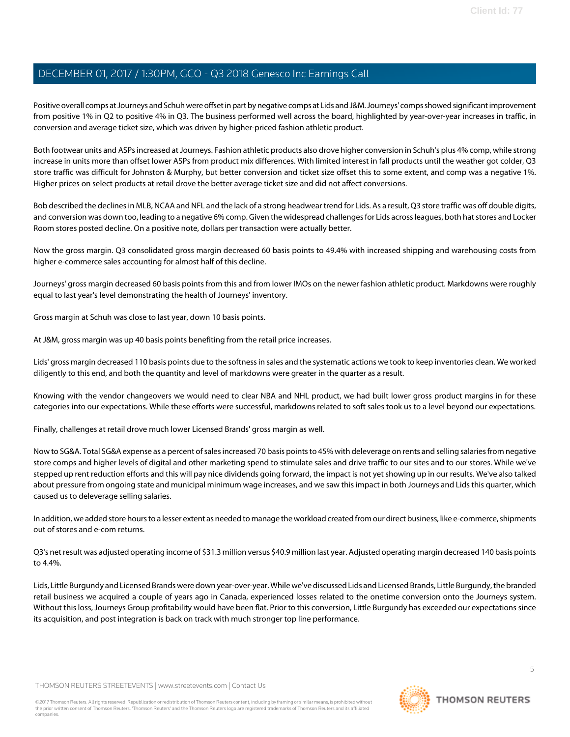Positive overall comps at Journeys and Schuh were offset in part by negative comps at Lids and J&M. Journeys' comps showed significant improvement from positive 1% in Q2 to positive 4% in Q3. The business performed well across the board, highlighted by year-over-year increases in traffic, in conversion and average ticket size, which was driven by higher-priced fashion athletic product.

Both footwear units and ASPs increased at Journeys. Fashion athletic products also drove higher conversion in Schuh's plus 4% comp, while strong increase in units more than offset lower ASPs from product mix differences. With limited interest in fall products until the weather got colder, Q3 store traffic was difficult for Johnston & Murphy, but better conversion and ticket size offset this to some extent, and comp was a negative 1%. Higher prices on select products at retail drove the better average ticket size and did not affect conversions.

Bob described the declines in MLB, NCAA and NFL and the lack of a strong headwear trend for Lids. As a result, Q3 store traffic was off double digits, and conversion was down too, leading to a negative 6% comp. Given the widespread challenges for Lids across leagues, both hat stores and Locker Room stores posted decline. On a positive note, dollars per transaction were actually better.

Now the gross margin. Q3 consolidated gross margin decreased 60 basis points to 49.4% with increased shipping and warehousing costs from higher e-commerce sales accounting for almost half of this decline.

Journeys' gross margin decreased 60 basis points from this and from lower IMOs on the newer fashion athletic product. Markdowns were roughly equal to last year's level demonstrating the health of Journeys' inventory.

Gross margin at Schuh was close to last year, down 10 basis points.

At J&M, gross margin was up 40 basis points benefiting from the retail price increases.

Lids' gross margin decreased 110 basis points due to the softness in sales and the systematic actions we took to keep inventories clean. We worked diligently to this end, and both the quantity and level of markdowns were greater in the quarter as a result.

Knowing with the vendor changeovers we would need to clear NBA and NHL product, we had built lower gross product margins in for these categories into our expectations. While these efforts were successful, markdowns related to soft sales took us to a level beyond our expectations.

Finally, challenges at retail drove much lower Licensed Brands' gross margin as well.

Now to SG&A. Total SG&A expense as a percent of sales increased 70 basis points to 45% with deleverage on rents and selling salaries from negative store comps and higher levels of digital and other marketing spend to stimulate sales and drive traffic to our sites and to our stores. While we've stepped up rent reduction efforts and this will pay nice dividends going forward, the impact is not yet showing up in our results. We've also talked about pressure from ongoing state and municipal minimum wage increases, and we saw this impact in both Journeys and Lids this quarter, which caused us to deleverage selling salaries.

In addition, we added store hours to a lesser extent as needed to manage the workload created from our direct business, like e-commerce, shipments out of stores and e-com returns.

Q3's net result was adjusted operating income of $31.3 million versus $40.9 million last year. Adjusted operating margin decreased 140 basis points to 4.4%.

Lids, Little Burgundy and Licensed Brands were down year-over-year. While we've discussed Lids and Licensed Brands, Little Burgundy, the branded retail business we acquired a couple of years ago in Canada, experienced losses related to the onetime conversion onto the Journeys system. Without this loss, Journeys Group profitability would have been flat. Prior to this conversion, Little Burgundy has exceeded our expectations since its acquisition, and post integration is back on track with much stronger top line performance.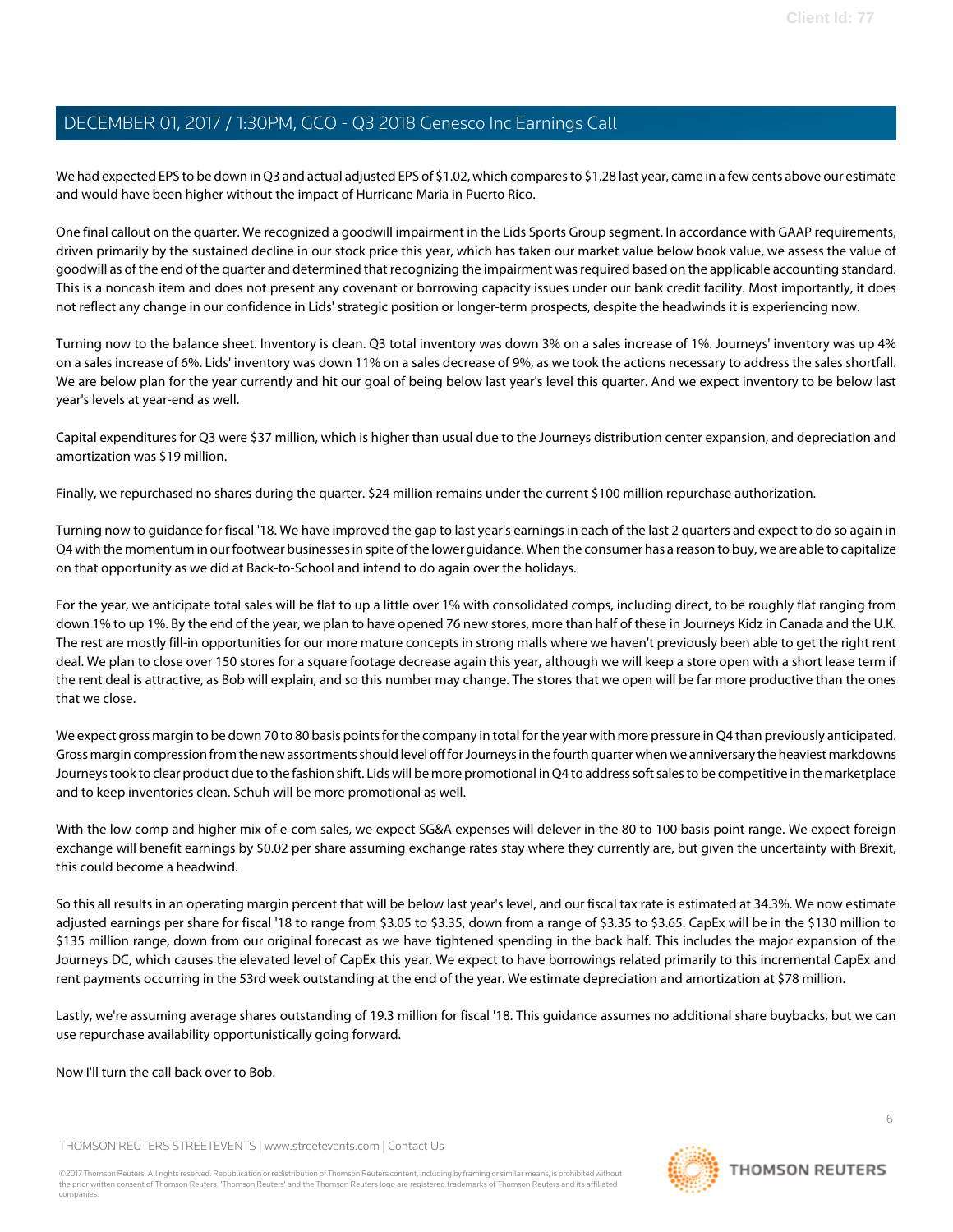We had expected EPS to be down in Q3 and actual adjusted EPS of $1.02, which compares to $1.28 last year, came in a few cents above our estimate and would have been higher without the impact of Hurricane Maria in Puerto Rico.

One final callout on the quarter. We recognized a goodwill impairment in the Lids Sports Group segment. In accordance with GAAP requirements, driven primarily by the sustained decline in our stock price this year, which has taken our market value below book value, we assess the value of goodwill as of the end of the quarter and determined that recognizing the impairment was required based on the applicable accounting standard. This is a noncash item and does not present any covenant or borrowing capacity issues under our bank credit facility. Most importantly, it does not reflect any change in our confidence in Lids' strategic position or longer-term prospects, despite the headwinds it is experiencing now.

Turning now to the balance sheet. Inventory is clean. Q3 total inventory was down 3% on a sales increase of 1%. Journeys' inventory was up 4% on a sales increase of 6%. Lids' inventory was down 11% on a sales decrease of 9%, as we took the actions necessary to address the sales shortfall. We are below plan for the year currently and hit our goal of being below last year's level this quarter. And we expect inventory to be below last year's levels at year-end as well.

Capital expenditures for Q3 were $37 million, which is higher than usual due to the Journeys distribution center expansion, and depreciation and amortization was $19 million.

Finally, we repurchased no shares during the quarter. $24 million remains under the current $100 million repurchase authorization.

Turning now to guidance for fiscal '18. We have improved the gap to last year's earnings in each of the last 2 quarters and expect to do so again in Q4 with the momentum in our footwear businesses in spite of the lower guidance. When the consumer has a reason to buy, we are able to capitalize on that opportunity as we did at Back-to-School and intend to do again over the holidays.

For the year, we anticipate total sales will be flat to up a little over 1% with consolidated comps, including direct, to be roughly flat ranging from down 1% to up 1%. By the end of the year, we plan to have opened 76 new stores, more than half of these in Journeys Kidz in Canada and the U.K. The rest are mostly fill-in opportunities for our more mature concepts in strong malls where we haven't previously been able to get the right rent deal. We plan to close over 150 stores for a square footage decrease again this year, although we will keep a store open with a short lease term if the rent deal is attractive, as Bob will explain, and so this number may change. The stores that we open will be far more productive than the ones that we close.

We expect gross margin to be down 70 to 80 basis points for the company in total for the year with more pressure in Q4 than previously anticipated. Gross margin compression from the new assortments should level off for Journeys in the fourth quarter when we anniversary the heaviest markdowns Journeys took to clear product due to the fashion shift. Lids will be more promotional in Q4 to address soft sales to be competitive in the marketplace and to keep inventories clean. Schuh will be more promotional as well.

With the low comp and higher mix of e-com sales, we expect SG&A expenses will delever in the 80 to 100 basis point range. We expect foreign exchange will benefit earnings by $0.02 per share assuming exchange rates stay where they currently are, but given the uncertainty with Brexit, this could become a headwind.

So this all results in an operating margin percent that will be below last year's level, and our fiscal tax rate is estimated at 34.3%. We now estimate adjusted earnings per share for fiscal '18 to range from $3.05 to $3.35, down from a range of $3.35 to $3.65. CapEx will be in the $130 million to $135 million range, down from our original forecast as we have tightened spending in the back half. This includes the major expansion of the Journeys DC, which causes the elevated level of CapEx this year. We expect to have borrowings related primarily to this incremental CapEx and rent payments occurring in the 53rd week outstanding at the end of the year. We estimate depreciation and amortization at $78 million.

Lastly, we're assuming average shares outstanding of 19.3 million for fiscal '18. This guidance assumes no additional share buybacks, but we can use repurchase availability opportunistically going forward.

Now I'll turn the call back over to Bob.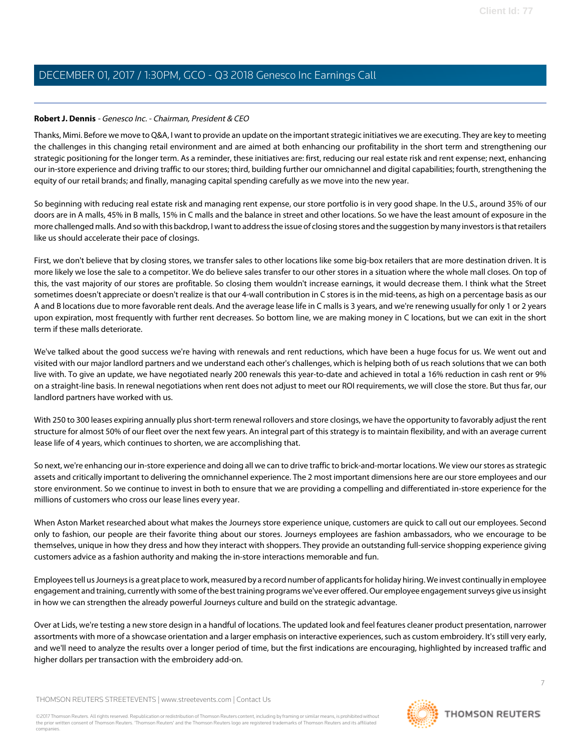**Robert J. Dennis** - *Genesco Inc. - Chairman, President & CEO*

Thanks, Mimi. Before we move to Q&A, I want to provide an update on the important strategic initiatives we are executing. They are key to meeting the challenges in this changing retail environment and are aimed at both enhancing our profitability in the short term and strengthening our strategic positioning for the longer term. As a reminder, these initiatives are: first, reducing our real estate risk and rent expense; next, enhancing our in-store experience and driving traffic to our stores; third, building further our omnichannel and digital capabilities; fourth, strengthening the equity of our retail brands; and finally, managing capital spending carefully as we move into the new year.

So beginning with reducing real estate risk and managing rent expense, our store portfolio is in very good shape. In the U.S., around 35% of our doors are in A malls, 45% in B malls, 15% in C malls and the balance in street and other locations. So we have the least amount of exposure in the more challenged malls. And so with this backdrop, I want to address the issue of closing stores and the suggestion by many investors is that retailers like us should accelerate their pace of closings.

First, we don't believe that by closing stores, we transfer sales to other locations like some big-box retailers that are more destination driven. It is more likely we lose the sale to a competitor. We do believe sales transfer to our other stores in a situation where the whole mall closes. On top of this, the vast majority of our stores are profitable. So closing them wouldn't increase earnings, it would decrease them. I think what the Street sometimes doesn't appreciate or doesn't realize is that our 4-wall contribution in C stores is in the mid-teens, as high on a percentage basis as our A and B locations due to more favorable rent deals. And the average lease life in C malls is 3 years, and we're renewing usually for only 1 or 2 years upon expiration, most frequently with further rent decreases. So bottom line, we are making money in C locations, but we can exit in the short term if these malls deteriorate.

We've talked about the good success we're having with renewals and rent reductions, which have been a huge focus for us. We went out and visited with our major landlord partners and we understand each other's challenges, which is helping both of us reach solutions that we can both live with. To give an update, we have negotiated nearly 200 renewals this year-to-date and achieved in total a 16% reduction in cash rent or 9% on a straight-line basis. In renewal negotiations when rent does not adjust to meet our ROI requirements, we will close the store. But thus far, our landlord partners have worked with us.

With 250 to 300 leases expiring annually plus short-term renewal rollovers and store closings, we have the opportunity to favorably adjust the rent structure for almost 50% of our fleet over the next few years. An integral part of this strategy is to maintain flexibility, and with an average current lease life of 4 years, which continues to shorten, we are accomplishing that.

So next, we're enhancing our in-store experience and doing all we can to drive traffic to brick-and-mortar locations. We view our stores as strategic assets and critically important to delivering the omnichannel experience. The 2 most important dimensions here are our store employees and our store environment. So we continue to invest in both to ensure that we are providing a compelling and differentiated in-store experience for the millions of customers who cross our lease lines every year.

When Aston Market researched about what makes the Journeys store experience unique, customers are quick to call out our employees. Second only to fashion, our people are their favorite thing about our stores. Journeys employees are fashion ambassadors, who we encourage to be themselves, unique in how they dress and how they interact with shoppers. They provide an outstanding full-service shopping experience giving customers advice as a fashion authority and making the in-store interactions memorable and fun.

Employees tell us Journeys is a great place to work, measured by a record number of applicants for holiday hiring. We invest continually in employee engagement and training, currently with some of the best training programs we've ever offered. Our employee engagement surveys give us insight in how we can strengthen the already powerful Journeys culture and build on the strategic advantage.

Over at Lids, we're testing a new store design in a handful of locations. The updated look and feel features cleaner product presentation, narrower assortments with more of a showcase orientation and a larger emphasis on interactive experiences, such as custom embroidery. It's still very early, and we'll need to analyze the results over a longer period of time, but the first indications are encouraging, highlighted by increased traffic and higher dollars per transaction with the embroidery add-on.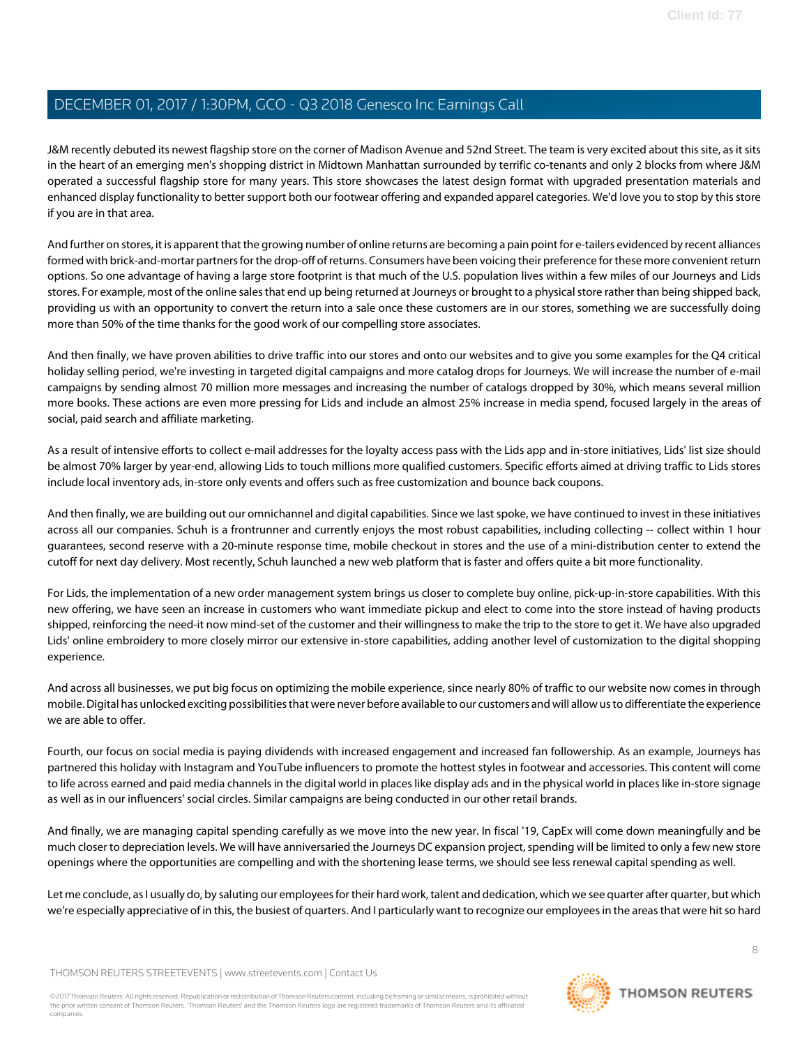J&M recently debuted its newest flagship store on the corner of Madison Avenue and 52nd Street. The team is very excited about this site, as it sits in the heart of an emerging men's shopping district in Midtown Manhattan surrounded by terrific co-tenants and only 2 blocks from where J&M operated a successful flagship store for many years. This store showcases the latest design format with upgraded presentation materials and enhanced display functionality to better support both our footwear offering and expanded apparel categories. We'd love you to stop by this store if you are in that area.

And further on stores, it is apparent that the growing number of online returns are becoming a pain point for e-tailers evidenced by recent alliances formed with brick-and-mortar partners for the drop-off of returns. Consumers have been voicing their preference for these more convenient return options. So one advantage of having a large store footprint is that much of the U.S. population lives within a few miles of our Journeys and Lids stores. For example, most of the online sales that end up being returned at Journeys or brought to a physical store rather than being shipped back, providing us with an opportunity to convert the return into a sale once these customers are in our stores, something we are successfully doing more than 50% of the time thanks for the good work of our compelling store associates.

And then finally, we have proven abilities to drive traffic into our stores and onto our websites and to give you some examples for the Q4 critical holiday selling period, we're investing in targeted digital campaigns and more catalog drops for Journeys. We will increase the number of e-mail campaigns by sending almost 70 million more messages and increasing the number of catalogs dropped by 30%, which means several million more books. These actions are even more pressing for Lids and include an almost 25% increase in media spend, focused largely in the areas of social, paid search and affiliate marketing.

As a result of intensive efforts to collect e-mail addresses for the loyalty access pass with the Lids app and in-store initiatives, Lids' list size should be almost 70% larger by year-end, allowing Lids to touch millions more qualified customers. Specific efforts aimed at driving traffic to Lids stores include local inventory ads, in-store only events and offers such as free customization and bounce back coupons.

And then finally, we are building out our omnichannel and digital capabilities. Since we last spoke, we have continued to invest in these initiatives across all our companies. Schuh is a frontrunner and currently enjoys the most robust capabilities, including collecting -- collect within 1 hour guarantees, second reserve with a 20-minute response time, mobile checkout in stores and the use of a mini-distribution center to extend the cutoff for next day delivery. Most recently, Schuh launched a new web platform that is faster and offers quite a bit more functionality.

For Lids, the implementation of a new order management system brings us closer to complete buy online, pick-up-in-store capabilities. With this new offering, we have seen an increase in customers who want immediate pickup and elect to come into the store instead of having products shipped, reinforcing the need-it now mind-set of the customer and their willingness to make the trip to the store to get it. We have also upgraded Lids' online embroidery to more closely mirror our extensive in-store capabilities, adding another level of customization to the digital shopping experience.

And across all businesses, we put big focus on optimizing the mobile experience, since nearly 80% of traffic to our website now comes in through mobile. Digital has unlocked exciting possibilities that were never before available to our customers and will allow us to differentiate the experience we are able to offer.

Fourth, our focus on social media is paying dividends with increased engagement and increased fan followership. As an example, Journeys has partnered this holiday with Instagram and YouTube influencers to promote the hottest styles in footwear and accessories. This content will come to life across earned and paid media channels in the digital world in places like display ads and in the physical world in places like in-store signage as well as in our influencers' social circles. Similar campaigns are being conducted in our other retail brands.

And finally, we are managing capital spending carefully as we move into the new year. In fiscal '19, CapEx will come down meaningfully and be much closer to depreciation levels. We will have anniversaried the Journeys DC expansion project, spending will be limited to only a few new store openings where the opportunities are compelling and with the shortening lease terms, we should see less renewal capital spending as well.

Let me conclude, as I usually do, by saluting our employees for their hard work, talent and dedication, which we see quarter after quarter, but which we're especially appreciative of in this, the busiest of quarters. And I particularly want to recognize our employees in the areas that were hit so hard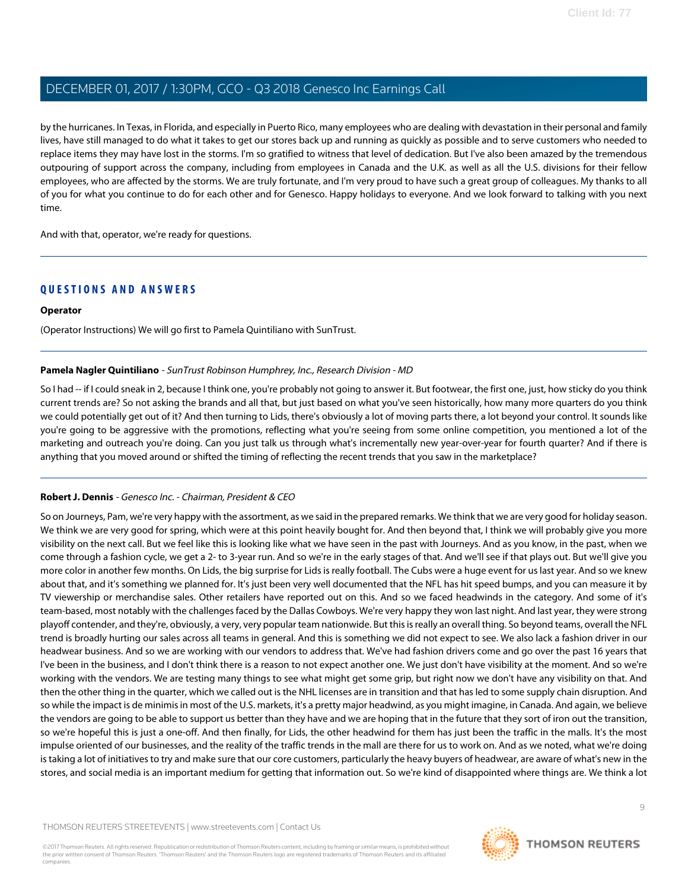by the hurricanes. In Texas, in Florida, and especially in Puerto Rico, many employees who are dealing with devastation in their personal and family lives, have still managed to do what it takes to get our stores back up and running as quickly as possible and to serve customers who needed to replace items they may have lost in the storms. I'm so gratified to witness that level of dedication. But I've also been amazed by the tremendous outpouring of support across the company, including from employees in Canada and the U.K. as well as all the U.S. divisions for their fellow employees, who are affected by the storms. We are truly fortunate, and I'm very proud to have such a great group of colleagues. My thanks to all of you for what you continue to do for each other and for Genesco. Happy holidays to everyone. And we look forward to talking with you next time.

And with that, operator, we're ready for questions.

## QUESTIONS AND ANSWERS

**Operator**

(Operator Instructions) We will go first to Pamela Quintiliano with SunTrust.

**Pamela Nagler Quintiliano** - *SunTrust Robinson Humphrey, Inc., Research Division - MD*

So I had -- if I could sneak in 2, because I think one, you're probably not going to answer it. But footwear, the first one, just, how sticky do you think current trends are? So not asking the brands and all that, but just based on what you've seen historically, how many more quarters do you think we could potentially get out of it? And then turning to Lids, there's obviously a lot of moving parts there, a lot beyond your control. It sounds like you're going to be aggressive with the promotions, reflecting what you're seeing from some online competition, you mentioned a lot of the marketing and outreach you're doing. Can you just talk us through what's incrementally new year-over-year for fourth quarter? And if there is anything that you moved around or shifted the timing of reflecting the recent trends that you saw in the marketplace?

**Robert J. Dennis** - *Genesco Inc. - Chairman, President & CEO*

So on Journeys, Pam, we're very happy with the assortment, as we said in the prepared remarks. We think that we are very good for holiday season. We think we are very good for spring, which were at this point heavily bought for. And then beyond that, I think we will probably give you more visibility on the next call. But we feel like this is looking like what we have seen in the past with Journeys. And as you know, in the past, when we come through a fashion cycle, we get a 2- to 3-year run. And so we're in the early stages of that. And we'll see if that plays out. But we'll give you more color in another few months. On Lids, the big surprise for Lids is really football. The Cubs were a huge event for us last year. And so we knew about that, and it's something we planned for. It's just been very well documented that the NFL has hit speed bumps, and you can measure it by TV viewership or merchandise sales. Other retailers have reported out on this. And so we faced headwinds in the category. And some of it's team-based, most notably with the challenges faced by the Dallas Cowboys. We're very happy they won last night. And last year, they were strong playoff contender, and they're, obviously, a very, very popular team nationwide. But this is really an overall thing. So beyond teams, overall the NFL trend is broadly hurting our sales across all teams in general. And this is something we did not expect to see. We also lack a fashion driver in our headwear business. And so we are working with our vendors to address that. We've had fashion drivers come and go over the past 16 years that I've been in the business, and I don't think there is a reason to not expect another one. We just don't have visibility at the moment. And so we're working with the vendors. We are testing many things to see what might get some grip, but right now we don't have any visibility on that. And then the other thing in the quarter, which we called out is the NHL licenses are in transition and that has led to some supply chain disruption. And so while the impact is de minimis in most of the U.S. markets, it's a pretty major headwind, as you might imagine, in Canada. And again, we believe the vendors are going to be able to support us better than they have and we are hoping that in the future that they sort of iron out the transition, so we're hopeful this is just a one-off. And then finally, for Lids, the other headwind for them has just been the traffic in the malls. It's the most impulse oriented of our businesses, and the reality of the traffic trends in the mall are there for us to work on. And as we noted, what we're doing is taking a lot of initiatives to try and make sure that our core customers, particularly the heavy buyers of headwear, are aware of what's new in the stores, and social media is an important medium for getting that information out. So we're kind of disappointed where things are. We think a lot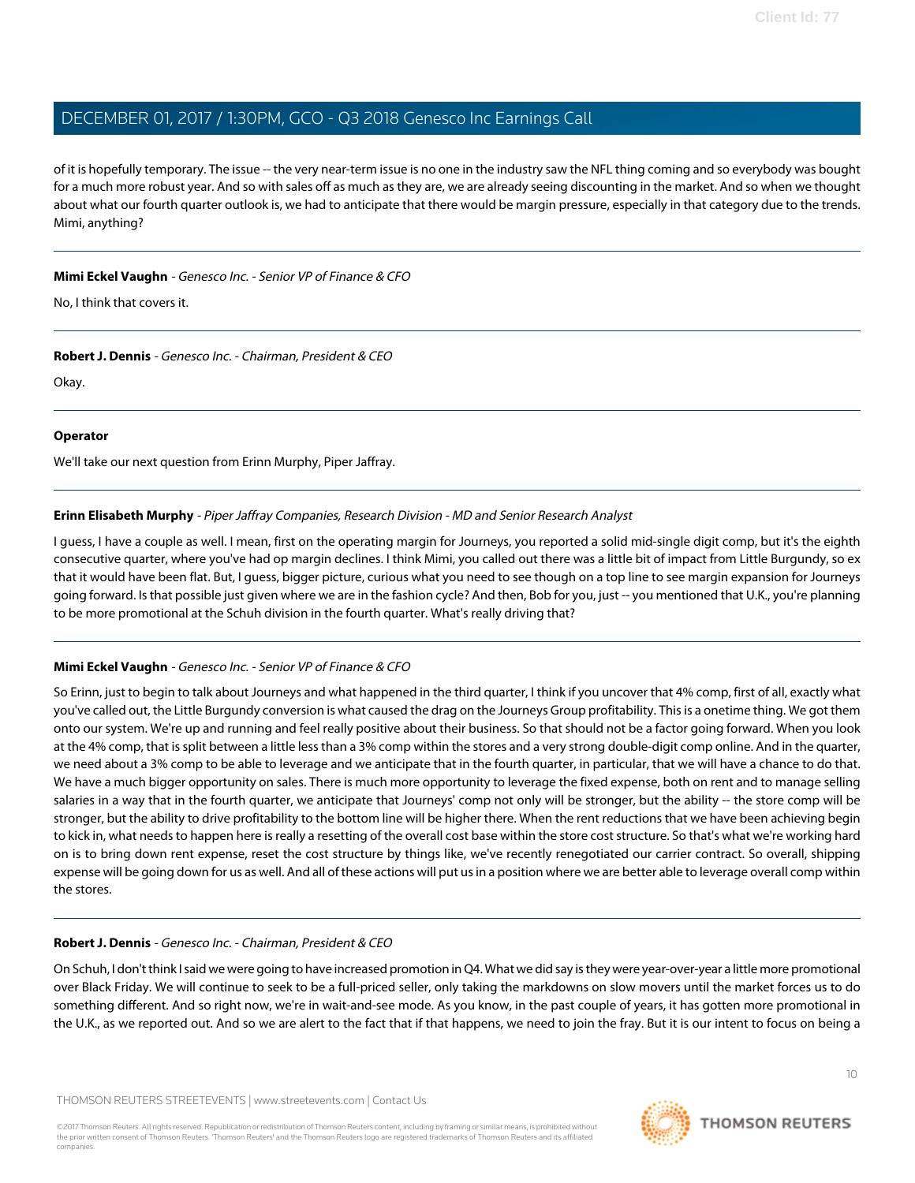of it is hopefully temporary. The issue -- the very near-term issue is no one in the industry saw the NFL thing coming and so everybody was bought for a much more robust year. And so with sales off as much as they are, we are already seeing discounting in the market. And so when we thought about what our fourth quarter outlook is, we had to anticipate that there would be margin pressure, especially in that category due to the trends. Mimi, anything?

---

**Mimi Eckel Vaughn** - *Genesco Inc. - Senior VP of Finance & CFO*

No, I think that covers it.

---

**Robert J. Dennis** - *Genesco Inc. - Chairman, President & CEO*

Okay.

---

**Operator**

We'll take our next question from Erinn Murphy, Piper Jaffray.

---

**Erinn Elisabeth Murphy** - *Piper Jaffray Companies, Research Division - MD and Senior Research Analyst*

I guess, I have a couple as well. I mean, first on the operating margin for Journeys, you reported a solid mid-single digit comp, but it's the eighth consecutive quarter, where you've had op margin declines. I think Mimi, you called out there was a little bit of impact from Little Burgundy, so ex that it would have been flat. But, I guess, bigger picture, curious what you need to see though on a top line to see margin expansion for Journeys going forward. Is that possible just given where we are in the fashion cycle? And then, Bob for you, just -- you mentioned that U.K., you're planning to be more promotional at the Schuh division in the fourth quarter. What's really driving that?

---

**Mimi Eckel Vaughn** - *Genesco Inc. - Senior VP of Finance & CFO*

So Erinn, just to begin to talk about Journeys and what happened in the third quarter, I think if you uncover that 4% comp, first of all, exactly what you've called out, the Little Burgundy conversion is what caused the drag on the Journeys Group profitability. This is a onetime thing. We got them onto our system. We're up and running and feel really positive about their business. So that should not be a factor going forward. When you look at the 4% comp, that is split between a little less than a 3% comp within the stores and a very strong double-digit comp online. And in the quarter, we need about a 3% comp to be able to leverage and we anticipate that in the fourth quarter, in particular, that we will have a chance to do that. We have a much bigger opportunity on sales. There is much more opportunity to leverage the fixed expense, both on rent and to manage selling salaries in a way that in the fourth quarter, we anticipate that Journeys' comp not only will be stronger, but the ability -- the store comp will be stronger, but the ability to drive profitability to the bottom line will be higher there. When the rent reductions that we have been achieving begin to kick in, what needs to happen here is really a resetting of the overall cost base within the store cost structure. So that's what we're working hard on is to bring down rent expense, reset the cost structure by things like, we've recently renegotiated our carrier contract. So overall, shipping expense will be going down for us as well. And all of these actions will put us in a position where we are better able to leverage overall comp within the stores.

---

**Robert J. Dennis** - *Genesco Inc. - Chairman, President & CEO*

On Schuh, I don't think I said we were going to have increased promotion in Q4. What we did say is they were year-over-year a little more promotional over Black Friday. We will continue to seek to be a full-priced seller, only taking the markdowns on slow movers until the market forces us to do something different. And so right now, we're in wait-and-see mode. As you know, in the past couple of years, it has gotten more promotional in the U.K., as we reported out. And so we are alert to the fact that if that happens, we need to join the fray. But it is our intent to focus on being a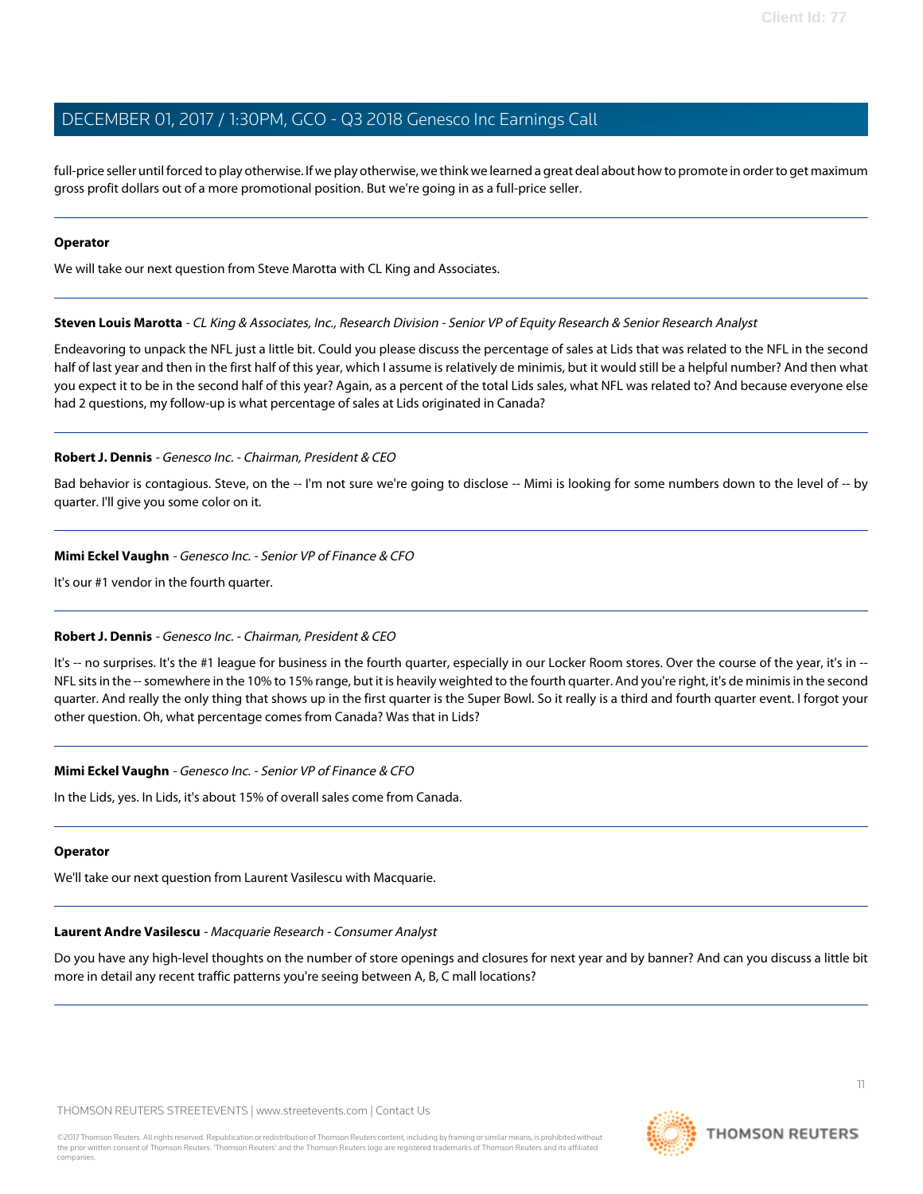full-price seller until forced to play otherwise. If we play otherwise, we think we learned a great deal about how to promote in order to get maximum gross profit dollars out of a more promotional position. But we're going in as a full-price seller.

---

**Operator**

We will take our next question from Steve Marotta with CL King and Associates.

---

**Steven Louis Marotta** - *CL King & Associates, Inc., Research Division - Senior VP of Equity Research & Senior Research Analyst*

Endeavoring to unpack the NFL just a little bit. Could you please discuss the percentage of sales at Lids that was related to the NFL in the second half of last year and then in the first half of this year, which I assume is relatively de minimis, but it would still be a helpful number? And then what you expect it to be in the second half of this year? Again, as a percent of the total Lids sales, what NFL was related to? And because everyone else had 2 questions, my follow-up is what percentage of sales at Lids originated in Canada?

---

**Robert J. Dennis** - *Genesco Inc. - Chairman, President & CEO*

Bad behavior is contagious. Steve, on the -- I'm not sure we're going to disclose -- Mimi is looking for some numbers down to the level of -- by quarter. I'll give you some color on it.

---

**Mimi Eckel Vaughn** - *Genesco Inc. - Senior VP of Finance & CFO*

It's our #1 vendor in the fourth quarter.

---

**Robert J. Dennis** - *Genesco Inc. - Chairman, President & CEO*

It's -- no surprises. It's the #1 league for business in the fourth quarter, especially in our Locker Room stores. Over the course of the year, it's in -- NFL sits in the -- somewhere in the 10% to 15% range, but it is heavily weighted to the fourth quarter. And you're right, it's de minimis in the second quarter. And really the only thing that shows up in the first quarter is the Super Bowl. So it really is a third and fourth quarter event. I forgot your other question. Oh, what percentage comes from Canada? Was that in Lids?

---

**Mimi Eckel Vaughn** - *Genesco Inc. - Senior VP of Finance & CFO*

In the Lids, yes. In Lids, it's about 15% of overall sales come from Canada.

---

**Operator**

We'll take our next question from Laurent Vasilescu with Macquarie.

---

**Laurent Andre Vasilescu** - *Macquarie Research - Consumer Analyst*

Do you have any high-level thoughts on the number of store openings and closures for next year and by banner? And can you discuss a little bit more in detail any recent traffic patterns you're seeing between A, B, C mall locations?

---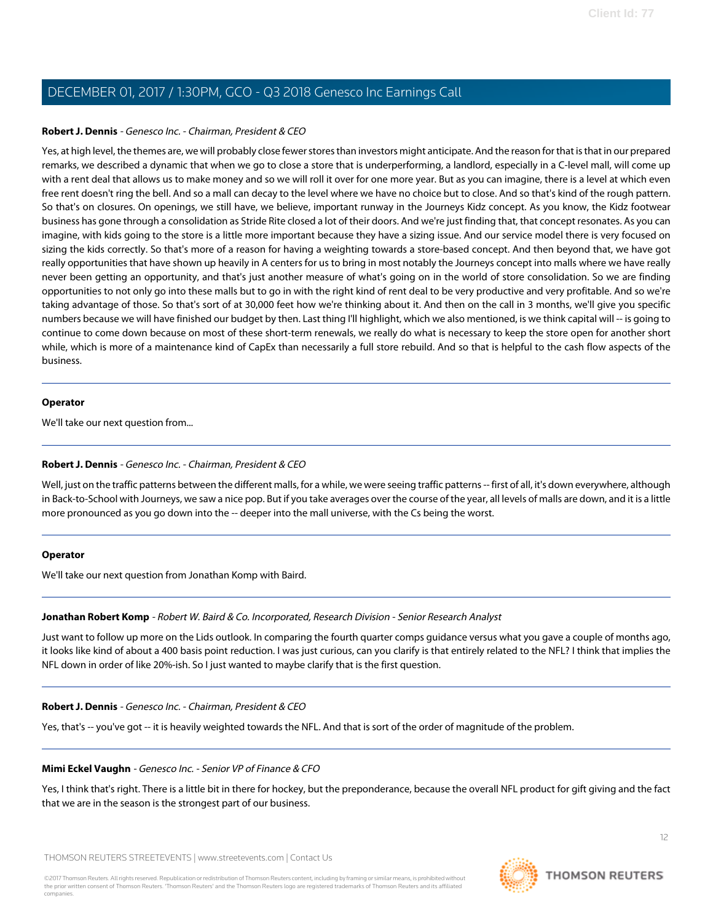**Robert J. Dennis** - *Genesco Inc. - Chairman, President & CEO*

Yes, at high level, the themes are, we will probably close fewer stores than investors might anticipate. And the reason for that is that in our prepared remarks, we described a dynamic that when we go to close a store that is underperforming, a landlord, especially in a C-level mall, will come up with a rent deal that allows us to make money and so we will roll it over for one more year. But as you can imagine, there is a level at which even free rent doesn't ring the bell. And so a mall can decay to the level where we have no choice but to close. And so that's kind of the rough pattern. So that's on closures. On openings, we still have, we believe, important runway in the Journeys Kidz concept. As you know, the Kidz footwear business has gone through a consolidation as Stride Rite closed a lot of their doors. And we're just finding that, that concept resonates. As you can imagine, with kids going to the store is a little more important because they have a sizing issue. And our service model there is very focused on sizing the kids correctly. So that's more of a reason for having a weighting towards a store-based concept. And then beyond that, we have got really opportunities that have shown up heavily in A centers for us to bring in most notably the Journeys concept into malls where we have really never been getting an opportunity, and that's just another measure of what's going on in the world of store consolidation. So we are finding opportunities to not only go into these malls but to go in with the right kind of rent deal to be very productive and very profitable. And so we're taking advantage of those. So that's sort of at 30,000 feet how we're thinking about it. And then on the call in 3 months, we'll give you specific numbers because we will have finished our budget by then. Last thing I'll highlight, which we also mentioned, is we think capital will -- is going to continue to come down because on most of these short-term renewals, we really do what is necessary to keep the store open for another short while, which is more of a maintenance kind of CapEx than necessarily a full store rebuild. And so that is helpful to the cash flow aspects of the business.

---

**Operator**

We'll take our next question from...

---

**Robert J. Dennis** - *Genesco Inc. - Chairman, President & CEO*

Well, just on the traffic patterns between the different malls, for a while, we were seeing traffic patterns -- first of all, it's down everywhere, although in Back-to-School with Journeys, we saw a nice pop. But if you take averages over the course of the year, all levels of malls are down, and it is a little more pronounced as you go down into the -- deeper into the mall universe, with the Cs being the worst.

---

**Operator**

We'll take our next question from Jonathan Komp with Baird.

---

**Jonathan Robert Komp** - *Robert W. Baird & Co. Incorporated, Research Division - Senior Research Analyst*

Just want to follow up more on the Lids outlook. In comparing the fourth quarter comps guidance versus what you gave a couple of months ago, it looks like kind of about a 400 basis point reduction. I was just curious, can you clarify is that entirely related to the NFL? I think that implies the NFL down in order of like 20%-ish. So I just wanted to maybe clarify that is the first question.

---

**Robert J. Dennis** - *Genesco Inc. - Chairman, President & CEO*

Yes, that's -- you've got -- it is heavily weighted towards the NFL. And that is sort of the order of magnitude of the problem.

---

**Mimi Eckel Vaughn** - *Genesco Inc. - Senior VP of Finance & CFO*

Yes, I think that's right. There is a little bit in there for hockey, but the preponderance, because the overall NFL product for gift giving and the fact that we are in the season is the strongest part of our business.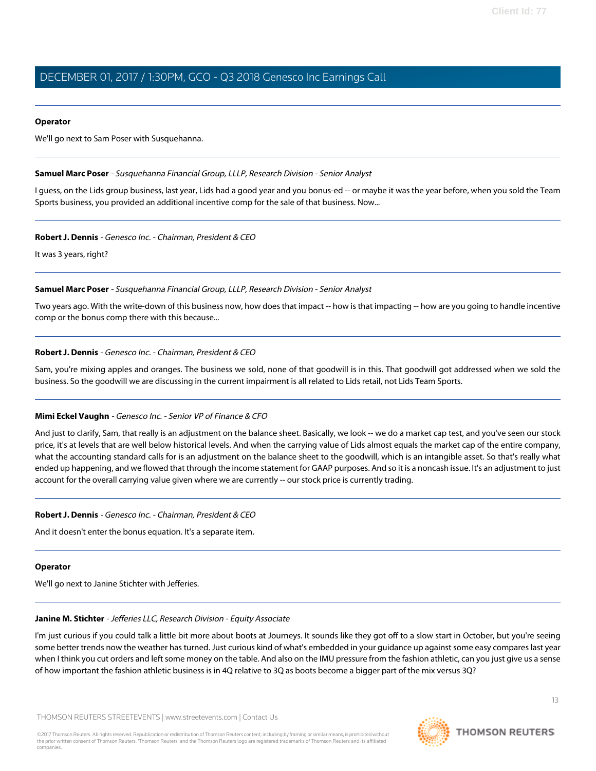**Operator**

We'll go next to Sam Poser with Susquehanna.

---

**Samuel Marc Poser** - *Susquehanna Financial Group, LLLP, Research Division - Senior Analyst*

I guess, on the Lids group business, last year, Lids had a good year and you bonus-ed -- or maybe it was the year before, when you sold the Team Sports business, you provided an additional incentive comp for the sale of that business. Now...

---

**Robert J. Dennis** - *Genesco Inc. - Chairman, President & CEO*

It was 3 years, right?

---

**Samuel Marc Poser** - *Susquehanna Financial Group, LLLP, Research Division - Senior Analyst*

Two years ago. With the write-down of this business now, how does that impact -- how is that impacting -- how are you going to handle incentive comp or the bonus comp there with this because...

---

**Robert J. Dennis** - *Genesco Inc. - Chairman, President & CEO*

Sam, you're mixing apples and oranges. The business we sold, none of that goodwill is in this. That goodwill got addressed when we sold the business. So the goodwill we are discussing in the current impairment is all related to Lids retail, not Lids Team Sports.

---

**Mimi Eckel Vaughn** - *Genesco Inc. - Senior VP of Finance & CFO*

And just to clarify, Sam, that really is an adjustment on the balance sheet. Basically, we look -- we do a market cap test, and you've seen our stock price, it's at levels that are well below historical levels. And when the carrying value of Lids almost equals the market cap of the entire company, what the accounting standard calls for is an adjustment on the balance sheet to the goodwill, which is an intangible asset. So that's really what ended up happening, and we flowed that through the income statement for GAAP purposes. And so it is a noncash issue. It's an adjustment to just account for the overall carrying value given where we are currently -- our stock price is currently trading.

---

**Robert J. Dennis** - *Genesco Inc. - Chairman, President & CEO*

And it doesn't enter the bonus equation. It's a separate item.

---

**Operator**

We'll go next to Janine Stichter with Jefferies.

---

**Janine M. Stichter** - *Jefferies LLC, Research Division - Equity Associate*

I'm just curious if you could talk a little bit more about boots at Journeys. It sounds like they got off to a slow start in October, but you're seeing some better trends now the weather has turned. Just curious kind of what's embedded in your guidance up against some easy compares last year when I think you cut orders and left some money on the table. And also on the IMU pressure from the fashion athletic, can you just give us a sense of how important the fashion athletic business is in 4Q relative to 3Q as boots become a bigger part of the mix versus 3Q?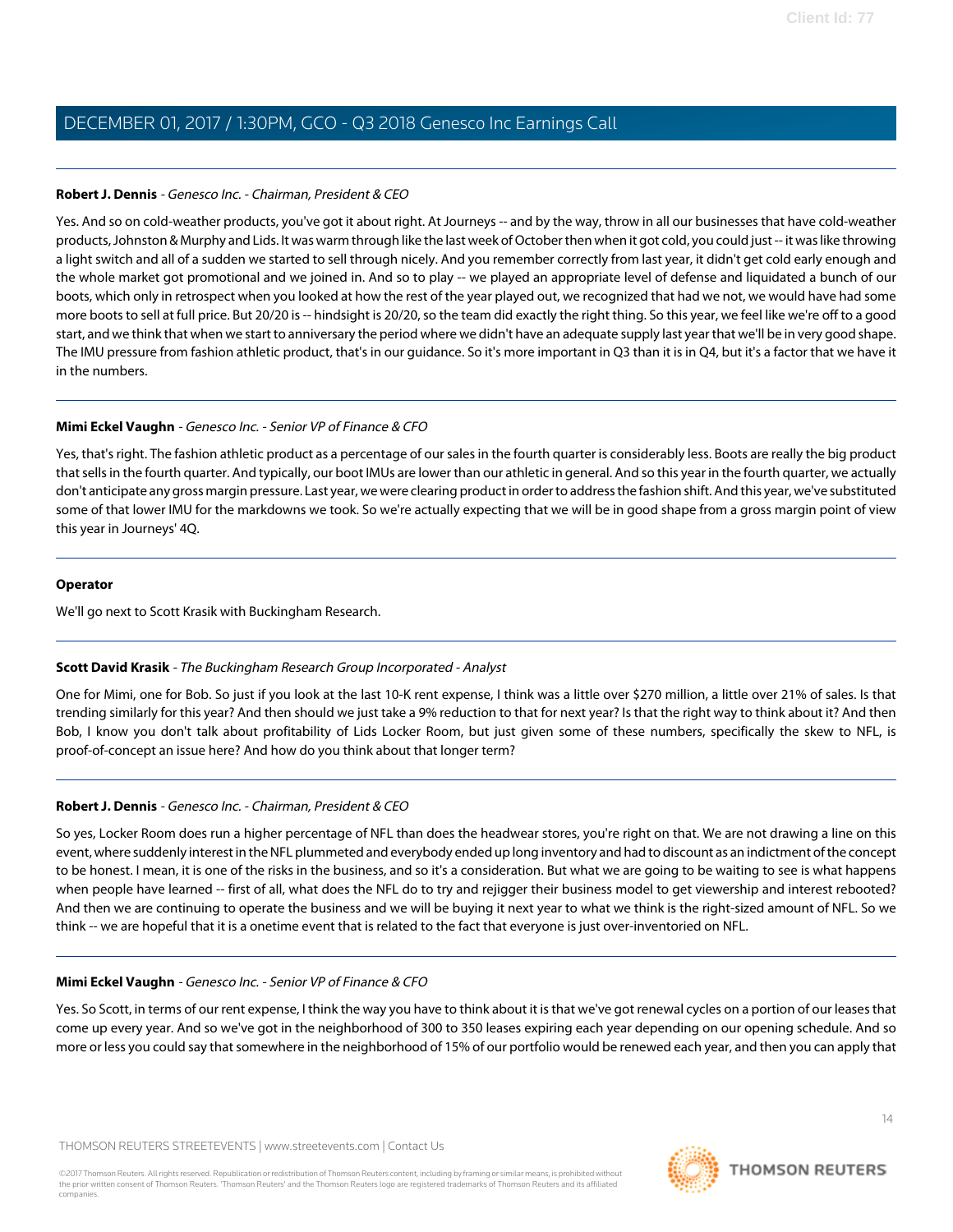**Robert J. Dennis** - *Genesco Inc. - Chairman, President & CEO*

Yes. And so on cold-weather products, you've got it about right. At Journeys -- and by the way, throw in all our businesses that have cold-weather products, Johnston & Murphy and Lids. It was warm through like the last week of October then when it got cold, you could just -- it was like throwing a light switch and all of a sudden we started to sell through nicely. And you remember correctly from last year, it didn't get cold early enough and the whole market got promotional and we joined in. And so to play -- we played an appropriate level of defense and liquidated a bunch of our boots, which only in retrospect when you looked at how the rest of the year played out, we recognized that had we not, we would have had some more boots to sell at full price. But 20/20 is -- hindsight is 20/20, so the team did exactly the right thing. So this year, we feel like we're off to a good start, and we think that when we start to anniversary the period where we didn't have an adequate supply last year that we'll be in very good shape. The IMU pressure from fashion athletic product, that's in our guidance. So it's more important in Q3 than it is in Q4, but it's a factor that we have it in the numbers.

---

**Mimi Eckel Vaughn** - *Genesco Inc. - Senior VP of Finance & CFO*

Yes, that's right. The fashion athletic product as a percentage of our sales in the fourth quarter is considerably less. Boots are really the big product that sells in the fourth quarter. And typically, our boot IMUs are lower than our athletic in general. And so this year in the fourth quarter, we actually don't anticipate any gross margin pressure. Last year, we were clearing product in order to address the fashion shift. And this year, we've substituted some of that lower IMU for the markdowns we took. So we're actually expecting that we will be in good shape from a gross margin point of view this year in Journeys' 4Q.

---

**Operator**

We'll go next to Scott Krasik with Buckingham Research.

---

**Scott David Krasik** - *The Buckingham Research Group Incorporated - Analyst*

One for Mimi, one for Bob. So just if you look at the last 10-K rent expense, I think was a little over $270 million, a little over 21% of sales. Is that trending similarly for this year? And then should we just take a 9% reduction to that for next year? Is that the right way to think about it? And then Bob, I know you don't talk about profitability of Lids Locker Room, but just given some of these numbers, specifically the skew to NFL, is proof-of-concept an issue here? And how do you think about that longer term?

---

**Robert J. Dennis** - *Genesco Inc. - Chairman, President & CEO*

So yes, Locker Room does run a higher percentage of NFL than does the headwear stores, you're right on that. We are not drawing a line on this event, where suddenly interest in the NFL plummeted and everybody ended up long inventory and had to discount as an indictment of the concept to be honest. I mean, it is one of the risks in the business, and so it's a consideration. But what we are going to be waiting to see is what happens when people have learned -- first of all, what does the NFL do to try and rejigger their business model to get viewership and interest rebooted? And then we are continuing to operate the business and we will be buying it next year to what we think is the right-sized amount of NFL. So we think -- we are hopeful that it is a onetime event that is related to the fact that everyone is just over-inventoried on NFL.

---

**Mimi Eckel Vaughn** - *Genesco Inc. - Senior VP of Finance & CFO*

Yes. So Scott, in terms of our rent expense, I think the way you have to think about it is that we've got renewal cycles on a portion of our leases that come up every year. And so we've got in the neighborhood of 300 to 350 leases expiring each year depending on our opening schedule. And so more or less you could say that somewhere in the neighborhood of 15% of our portfolio would be renewed each year, and then you can apply that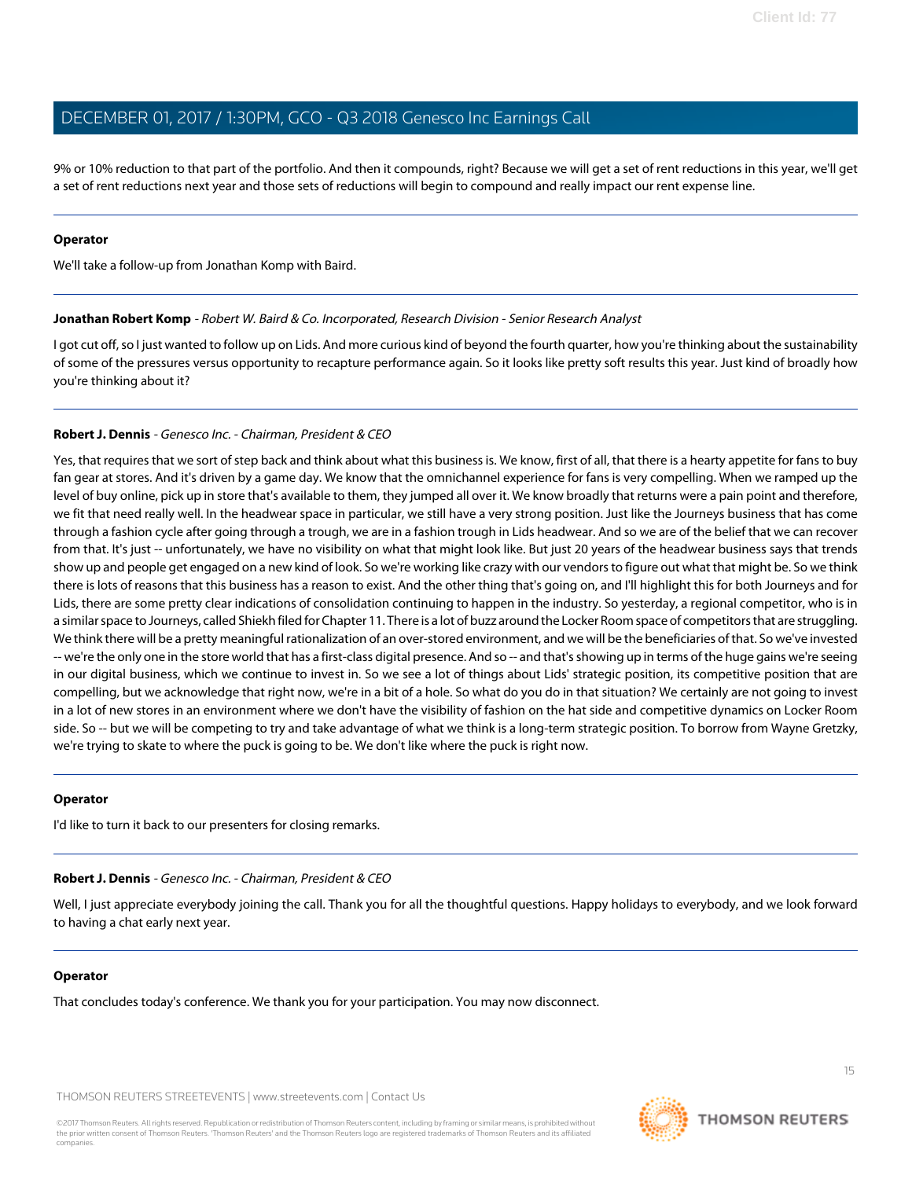9% or 10% reduction to that part of the portfolio. And then it compounds, right? Because we will get a set of rent reductions in this year, we'll get a set of rent reductions next year and those sets of reductions will begin to compound and really impact our rent expense line.

---

**Operator**

We'll take a follow-up from Jonathan Komp with Baird.

---

**Jonathan Robert Komp** - *Robert W. Baird & Co. Incorporated, Research Division - Senior Research Analyst*

I got cut off, so I just wanted to follow up on Lids. And more curious kind of beyond the fourth quarter, how you're thinking about the sustainability of some of the pressures versus opportunity to recapture performance again. So it looks like pretty soft results this year. Just kind of broadly how you're thinking about it?

---

**Robert J. Dennis** - *Genesco Inc. - Chairman, President & CEO*

Yes, that requires that we sort of step back and think about what this business is. We know, first of all, that there is a hearty appetite for fans to buy fan gear at stores. And it's driven by a game day. We know that the omnichannel experience for fans is very compelling. When we ramped up the level of buy online, pick up in store that's available to them, they jumped all over it. We know broadly that returns were a pain point and therefore, we fit that need really well. In the headwear space in particular, we still have a very strong position. Just like the Journeys business that has come through a fashion cycle after going through a trough, we are in a fashion trough in Lids headwear. And so we are of the belief that we can recover from that. It's just -- unfortunately, we have no visibility on what that might look like. But just 20 years of the headwear business says that trends show up and people get engaged on a new kind of look. So we're working like crazy with our vendors to figure out what that might be. So we think there is lots of reasons that this business has a reason to exist. And the other thing that's going on, and I'll highlight this for both Journeys and for Lids, there are some pretty clear indications of consolidation continuing to happen in the industry. So yesterday, a regional competitor, who is in a similar space to Journeys, called Shiekh filed for Chapter 11. There is a lot of buzz around the Locker Room space of competitors that are struggling. We think there will be a pretty meaningful rationalization of an over-stored environment, and we will be the beneficiaries of that. So we've invested -- we're the only one in the store world that has a first-class digital presence. And so -- and that's showing up in terms of the huge gains we're seeing in our digital business, which we continue to invest in. So we see a lot of things about Lids' strategic position, its competitive position that are compelling, but we acknowledge that right now, we're in a bit of a hole. So what do you do in that situation? We certainly are not going to invest in a lot of new stores in an environment where we don't have the visibility of fashion on the hat side and competitive dynamics on Locker Room side. So -- but we will be competing to try and take advantage of what we think is a long-term strategic position. To borrow from Wayne Gretzky, we're trying to skate to where the puck is going to be. We don't like where the puck is right now.

---

**Operator**

I'd like to turn it back to our presenters for closing remarks.

---

**Robert J. Dennis** - *Genesco Inc. - Chairman, President & CEO*

Well, I just appreciate everybody joining the call. Thank you for all the thoughtful questions. Happy holidays to everybody, and we look forward to having a chat early next year.

---

**Operator**

That concludes today's conference. We thank you for your participation. You may now disconnect.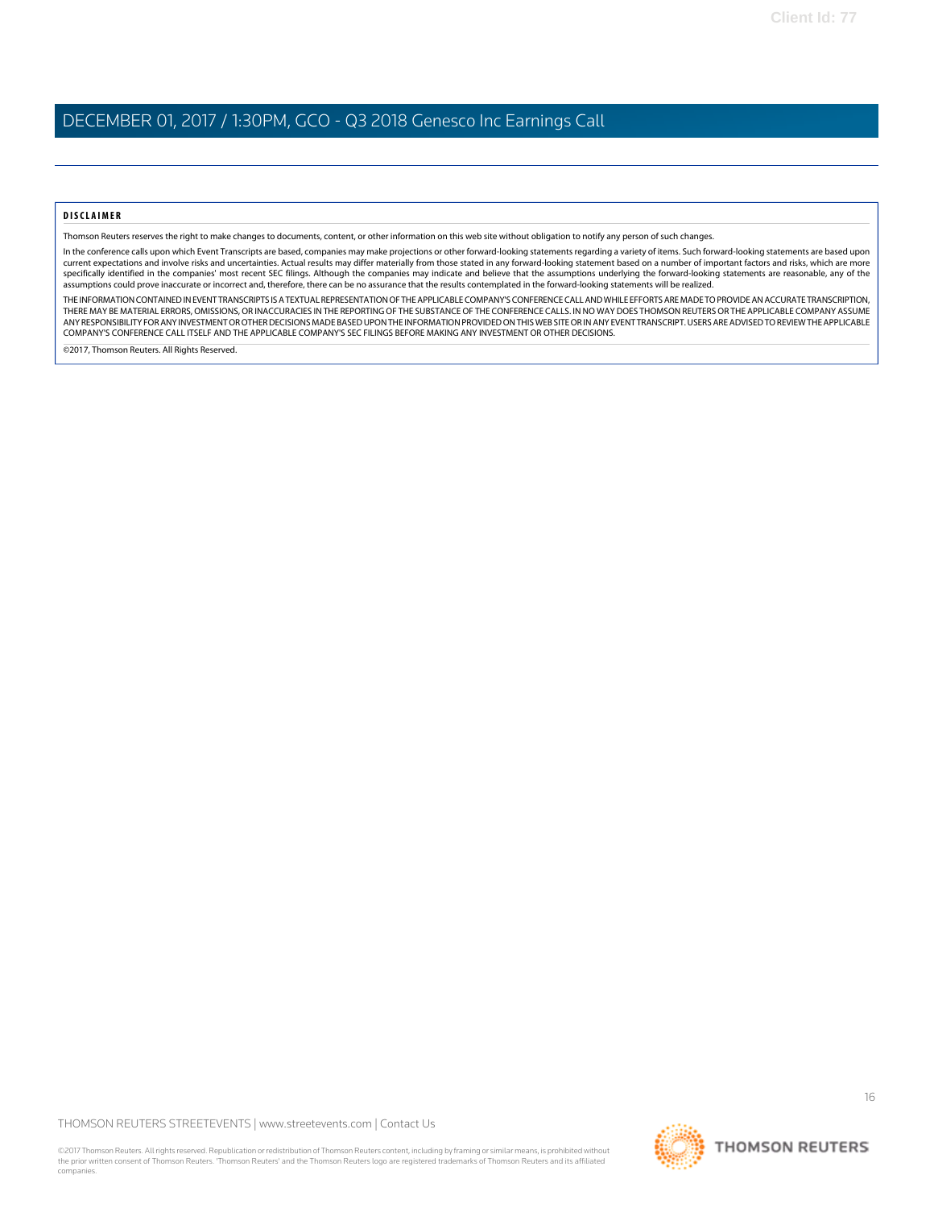## DISCLAIMER

Thomson Reuters reserves the right to make changes to documents, content, or other information on this web site without obligation to notify any person of such changes.

In the conference calls upon which Event Transcripts are based, companies may make projections or other forward-looking statements regarding a variety of items. Such forward-looking statements are based upon current expectations and involve risks and uncertainties. Actual results may differ materially from those stated in any forward-looking statement based on a number of important factors and risks, which are more specifically identified in the companies' most recent SEC filings. Although the companies may indicate and believe that the assumptions underlying the forward-looking statements are reasonable, any of the assumptions could prove inaccurate or incorrect and, therefore, there can be no assurance that the results contemplated in the forward-looking statements will be realized.

THE INFORMATION CONTAINED IN EVENT TRANSCRIPTS IS A TEXTUAL REPRESENTATION OF THE APPLICABLE COMPANY'S CONFERENCE CALL AND WHILE EFFORTS ARE MADE TO PROVIDE AN ACCURATE TRANSCRIPTION, THERE MAY BE MATERIAL ERRORS, OMISSIONS, OR INACCURACIES IN THE REPORTING OF THE SUBSTANCE OF THE CONFERENCE CALLS. IN NO WAY DOES THOMSON REUTERS OR THE APPLICABLE COMPANY ASSUME ANY RESPONSIBILITY FOR ANY INVESTMENT OR OTHER DECISIONS MADE BASED UPON THE INFORMATION PROVIDED ON THIS WEB SITE OR IN ANY EVENT TRANSCRIPT. USERS ARE ADVISED TO REVIEW THE APPLICABLE COMPANY'S CONFERENCE CALL ITSELF AND THE APPLICABLE COMPANY'S SEC FILINGS BEFORE MAKING ANY INVESTMENT OR OTHER DECISIONS.

©2017, Thomson Reuters. All Rights Reserved.